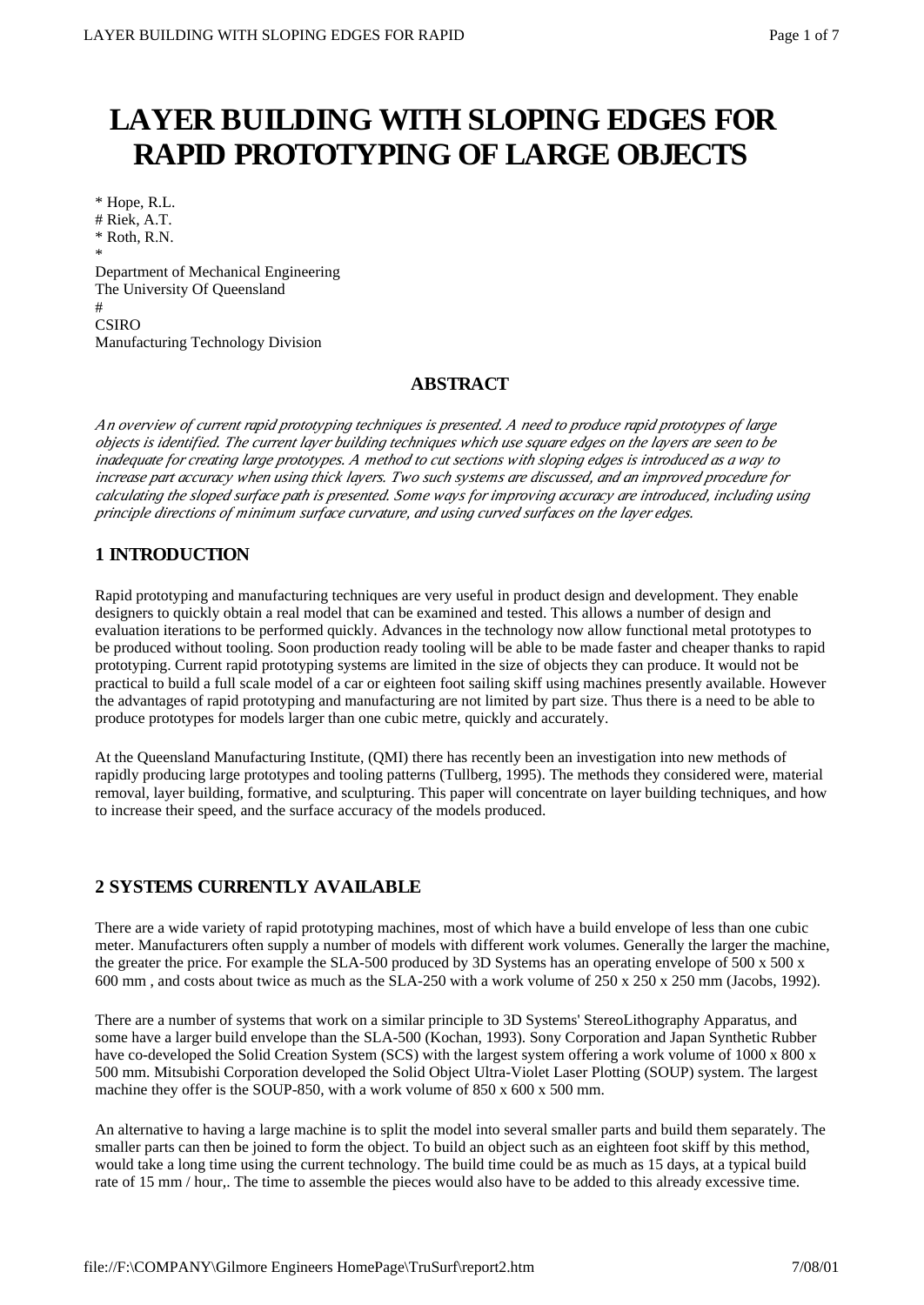# LAYER BUILDING WITH SLOPING EDGES FOR RAPID PROTOTYPING OF LARGE OBJECTS

* Hope, R.L.
# Riek, A.T.
* Roth, R.N.
*
Department of Mechanical Engineering
The University Of Queensland
#
CSIRO
Manufacturing Technology Division

### ABSTRACT

*An overview of current rapid prototyping techniques is presented. A need to produce rapid prototypes of large objects is identified. The current layer building techniques which use square edges on the layers are seen to be inadequate for creating large prototypes. A method to cut sections with sloping edges is introduced as a way to increase part accuracy when using thick layers. Two such systems are discussed, and an improved procedure for calculating the sloped surface path is presented. Some ways for improving accuracy are introduced, including using principle directions of minimum surface curvature, and using curved surfaces on the layer edges.*

## 1 INTRODUCTION

Rapid prototyping and manufacturing techniques are very useful in product design and development. They enable designers to quickly obtain a real model that can be examined and tested. This allows a number of design and evaluation iterations to be performed quickly. Advances in the technology now allow functional metal prototypes to be produced without tooling. Soon production ready tooling will be able to be made faster and cheaper thanks to rapid prototyping. Current rapid prototyping systems are limited in the size of objects they can produce. It would not be practical to build a full scale model of a car or eighteen foot sailing skiff using machines presently available. However the advantages of rapid prototyping and manufacturing are not limited by part size. Thus there is a need to be able to produce prototypes for models larger than one cubic metre, quickly and accurately.

At the Queensland Manufacturing Institute, (QMI) there has recently been an investigation into new methods of rapidly producing large prototypes and tooling patterns (Tullberg, 1995). The methods they considered were, material removal, layer building, formative, and sculpturing. This paper will concentrate on layer building techniques, and how to increase their speed, and the surface accuracy of the models produced.

## 2 SYSTEMS CURRENTLY AVAILABLE

There are a wide variety of rapid prototyping machines, most of which have a build envelope of less than one cubic meter. Manufacturers often supply a number of models with different work volumes. Generally the larger the machine, the greater the price. For example the SLA-500 produced by 3D Systems has an operating envelope of 500 x 500 x 600 mm , and costs about twice as much as the SLA-250 with a work volume of 250 x 250 x 250 mm (Jacobs, 1992).

There are a number of systems that work on a similar principle to 3D Systems' StereoLithography Apparatus, and some have a larger build envelope than the SLA-500 (Kochan, 1993). Sony Corporation and Japan Synthetic Rubber have co-developed the Solid Creation System (SCS) with the largest system offering a work volume of 1000 x 800 x 500 mm. Mitsubishi Corporation developed the Solid Object Ultra-Violet Laser Plotting (SOUP) system. The largest machine they offer is the SOUP-850, with a work volume of 850 x 600 x 500 mm.

An alternative to having a large machine is to split the model into several smaller parts and build them separately. The smaller parts can then be joined to form the object. To build an object such as an eighteen foot skiff by this method, would take a long time using the current technology. The build time could be as much as 15 days, at a typical build rate of 15 mm / hour,. The time to assemble the pieces would also have to be added to this already excessive time.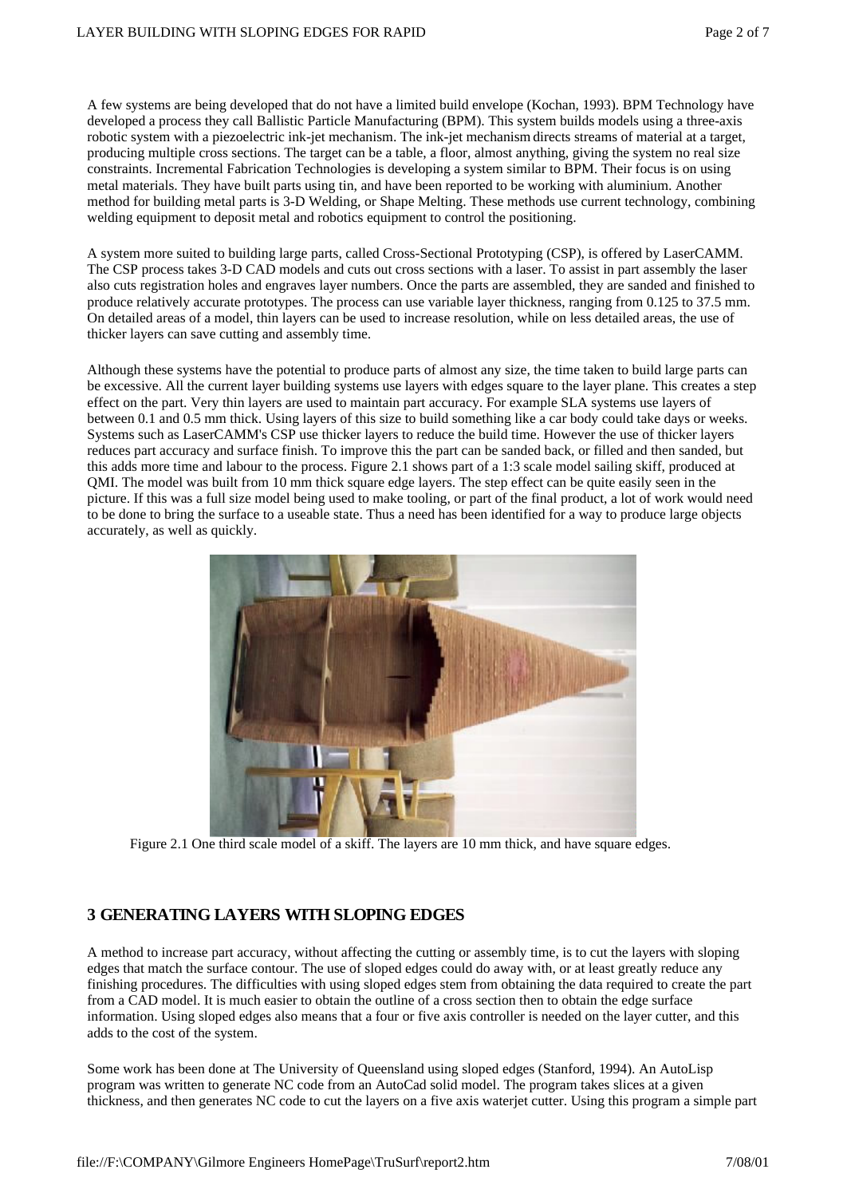A few systems are being developed that do not have a limited build envelope (Kochan, 1993). BPM Technology have developed a process they call Ballistic Particle Manufacturing (BPM). This system builds models using a three-axis robotic system with a piezoelectric ink-jet mechanism. The ink-jet mechanism directs streams of material at a target, producing multiple cross sections. The target can be a table, a floor, almost anything, giving the system no real size constraints. Incremental Fabrication Technologies is developing a system similar to BPM. Their focus is on using metal materials. They have built parts using tin, and have been reported to be working with aluminium. Another method for building metal parts is 3-D Welding, or Shape Melting. These methods use current technology, combining welding equipment to deposit metal and robotics equipment to control the positioning.

A system more suited to building large parts, called Cross-Sectional Prototyping (CSP), is offered by LaserCAMM. The CSP process takes 3-D CAD models and cuts out cross sections with a laser. To assist in part assembly the laser also cuts registration holes and engraves layer numbers. Once the parts are assembled, they are sanded and finished to produce relatively accurate prototypes. The process can use variable layer thickness, ranging from 0.125 to 37.5 mm. On detailed areas of a model, thin layers can be used to increase resolution, while on less detailed areas, the use of thicker layers can save cutting and assembly time.

Although these systems have the potential to produce parts of almost any size, the time taken to build large parts can be excessive. All the current layer building systems use layers with edges square to the layer plane. This creates a step effect on the part. Very thin layers are used to maintain part accuracy. For example SLA systems use layers of between 0.1 and 0.5 mm thick. Using layers of this size to build something like a car body could take days or weeks. Systems such as LaserCAMM's CSP use thicker layers to reduce the build time. However the use of thicker layers reduces part accuracy and surface finish. To improve this the part can be sanded back, or filled and then sanded, but this adds more time and labour to the process. Figure 2.1 shows part of a 1:3 scale model sailing skiff, produced at QMI. The model was built from 10 mm thick square edge layers. The step effect can be quite easily seen in the picture. If this was a full size model being used to make tooling, or part of the final product, a lot of work would need to be done to bring the surface to a useable state. Thus a need has been identified for a way to produce large objects accurately, as well as quickly.

Figure 2.1 One third scale model of a skiff. The layers are 10 mm thick, and have square edges.

## 3 GENERATING LAYERS WITH SLOPING EDGES

A method to increase part accuracy, without affecting the cutting or assembly time, is to cut the layers with sloping edges that match the surface contour. The use of sloped edges could do away with, or at least greatly reduce any finishing procedures. The difficulties with using sloped edges stem from obtaining the data required to create the part from a CAD model. It is much easier to obtain the outline of a cross section then to obtain the edge surface information. Using sloped edges also means that a four or five axis controller is needed on the layer cutter, and this adds to the cost of the system.

Some work has been done at The University of Queensland using sloped edges (Stanford, 1994). An AutoLisp program was written to generate NC code from an AutoCad solid model. The program takes slices at a given thickness, and then generates NC code to cut the layers on a five axis waterjet cutter. Using this program a simple part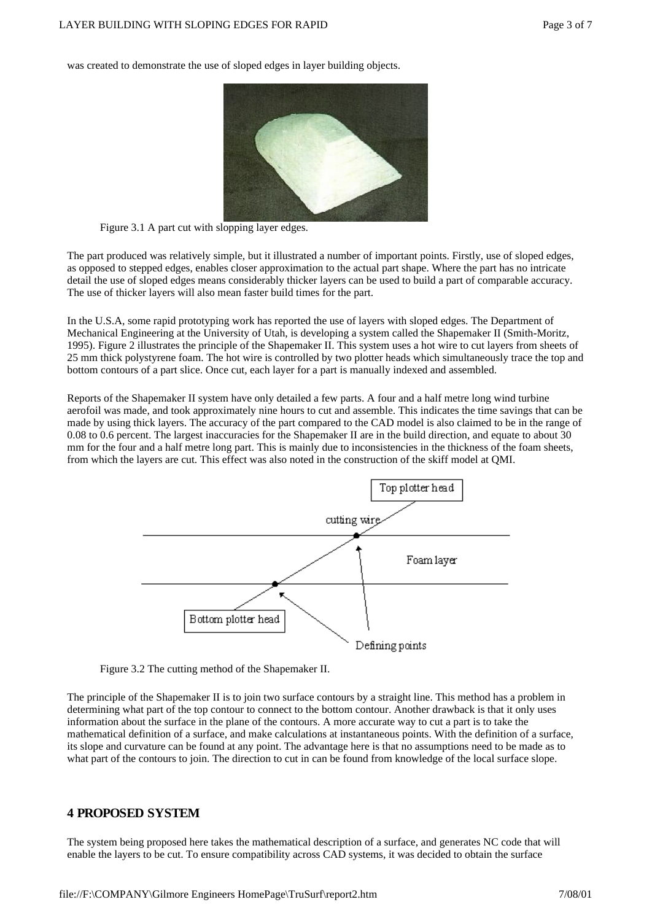was created to demonstrate the use of sloped edges in layer building objects.

Figure 3.1 A part cut with slopping layer edges.

The part produced was relatively simple, but it illustrated a number of important points. Firstly, use of sloped edges, as opposed to stepped edges, enables closer approximation to the actual part shape. Where the part has no intricate detail the use of sloped edges means considerably thicker layers can be used to build a part of comparable accuracy. The use of thicker layers will also mean faster build times for the part.

In the U.S.A, some rapid prototyping work has reported the use of layers with sloped edges. The Department of Mechanical Engineering at the University of Utah, is developing a system called the Shapemaker II (Smith-Moritz, 1995). Figure 2 illustrates the principle of the Shapemaker II. This system uses a hot wire to cut layers from sheets of 25 mm thick polystyrene foam. The hot wire is controlled by two plotter heads which simultaneously trace the top and bottom contours of a part slice. Once cut, each layer for a part is manually indexed and assembled.

Reports of the Shapemaker II system have only detailed a few parts. A four and a half metre long wind turbine aerofoil was made, and took approximately nine hours to cut and assemble. This indicates the time savings that can be made by using thick layers. The accuracy of the part compared to the CAD model is also claimed to be in the range of 0.08 to 0.6 percent. The largest inaccuracies for the Shapemaker II are in the build direction, and equate to about 30 mm for the four and a half metre long part. This is mainly due to inconsistencies in the thickness of the foam sheets, from which the layers are cut. This effect was also noted in the construction of the skiff model at QMI.

Figure 3.2 The cutting method of the Shapemaker II.

The principle of the Shapemaker II is to join two surface contours by a straight line. This method has a problem in determining what part of the top contour to connect to the bottom contour. Another drawback is that it only uses information about the surface in the plane of the contours. A more accurate way to cut a part is to take the mathematical definition of a surface, and make calculations at instantaneous points. With the definition of a surface, its slope and curvature can be found at any point. The advantage here is that no assumptions need to be made as to what part of the contours to join. The direction to cut in can be found from knowledge of the local surface slope.

## 4 PROPOSED SYSTEM

The system being proposed here takes the mathematical description of a surface, and generates NC code that will enable the layers to be cut. To ensure compatibility across CAD systems, it was decided to obtain the surface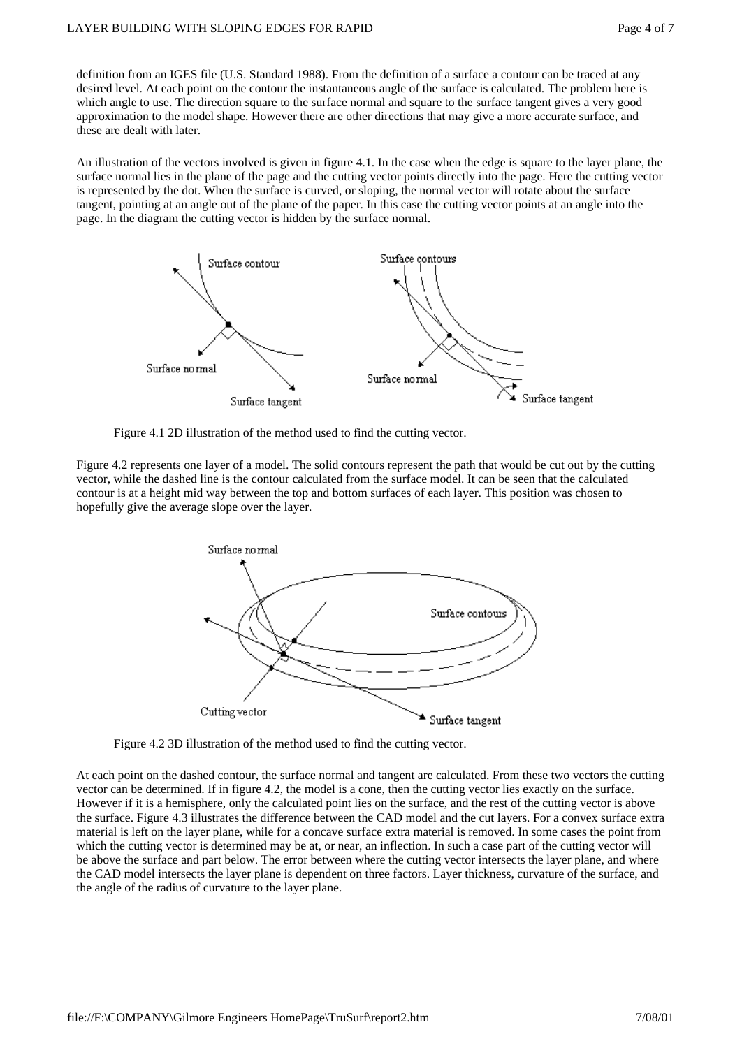definition from an IGES file (U.S. Standard 1988). From the definition of a surface a contour can be traced at any desired level. At each point on the contour the instantaneous angle of the surface is calculated. The problem here is which angle to use. The direction square to the surface normal and square to the surface tangent gives a very good approximation to the model shape. However there are other directions that may give a more accurate surface, and these are dealt with later.

An illustration of the vectors involved is given in figure 4.1. In the case when the edge is square to the layer plane, the surface normal lies in the plane of the page and the cutting vector points directly into the page. Here the cutting vector is represented by the dot. When the surface is curved, or sloping, the normal vector will rotate about the surface tangent, pointing at an angle out of the plane of the paper. In this case the cutting vector points at an angle into the page. In the diagram the cutting vector is hidden by the surface normal.

Figure 4.1 2D illustration of the method used to find the cutting vector.

Figure 4.2 represents one layer of a model. The solid contours represent the path that would be cut out by the cutting vector, while the dashed line is the contour calculated from the surface model. It can be seen that the calculated contour is at a height mid way between the top and bottom surfaces of each layer. This position was chosen to hopefully give the average slope over the layer.

Figure 4.2 3D illustration of the method used to find the cutting vector.

At each point on the dashed contour, the surface normal and tangent are calculated. From these two vectors the cutting vector can be determined. If in figure 4.2, the model is a cone, then the cutting vector lies exactly on the surface. However if it is a hemisphere, only the calculated point lies on the surface, and the rest of the cutting vector is above the surface. Figure 4.3 illustrates the difference between the CAD model and the cut layers. For a convex surface extra material is left on the layer plane, while for a concave surface extra material is removed. In some cases the point from which the cutting vector is determined may be at, or near, an inflection. In such a case part of the cutting vector will be above the surface and part below. The error between where the cutting vector intersects the layer plane, and where the CAD model intersects the layer plane is dependent on three factors. Layer thickness, curvature of the surface, and the angle of the radius of curvature to the layer plane.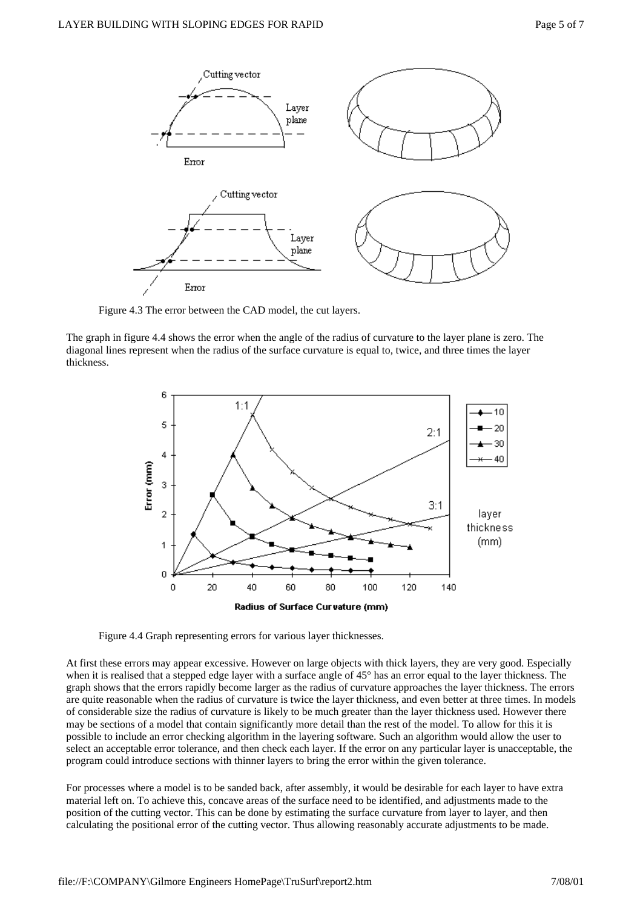Figure 4.3 The error between the CAD model, the cut layers.

The graph in figure 4.4 shows the error when the angle of the radius of curvature to the layer plane is zero. The diagonal lines represent when the radius of the surface curvature is equal to, twice, and three times the layer thickness.

Figure 4.4 Graph representing errors for various layer thicknesses.

At first these errors may appear excessive. However on large objects with thick layers, they are very good. Especially when it is realised that a stepped edge layer with a surface angle of 45° has an error equal to the layer thickness. The graph shows that the errors rapidly become larger as the radius of curvature approaches the layer thickness. The errors are quite reasonable when the radius of curvature is twice the layer thickness, and even better at three times. In models of considerable size the radius of curvature is likely to be much greater than the layer thickness used. However there may be sections of a model that contain significantly more detail than the rest of the model. To allow for this it is possible to include an error checking algorithm in the layering software. Such an algorithm would allow the user to select an acceptable error tolerance, and then check each layer. If the error on any particular layer is unacceptable, the program could introduce sections with thinner layers to bring the error within the given tolerance.

For processes where a model is to be sanded back, after assembly, it would be desirable for each layer to have extra material left on. To achieve this, concave areas of the surface need to be identified, and adjustments made to the position of the cutting vector. This can be done by estimating the surface curvature from layer to layer, and then calculating the positional error of the cutting vector. Thus allowing reasonably accurate adjustments to be made.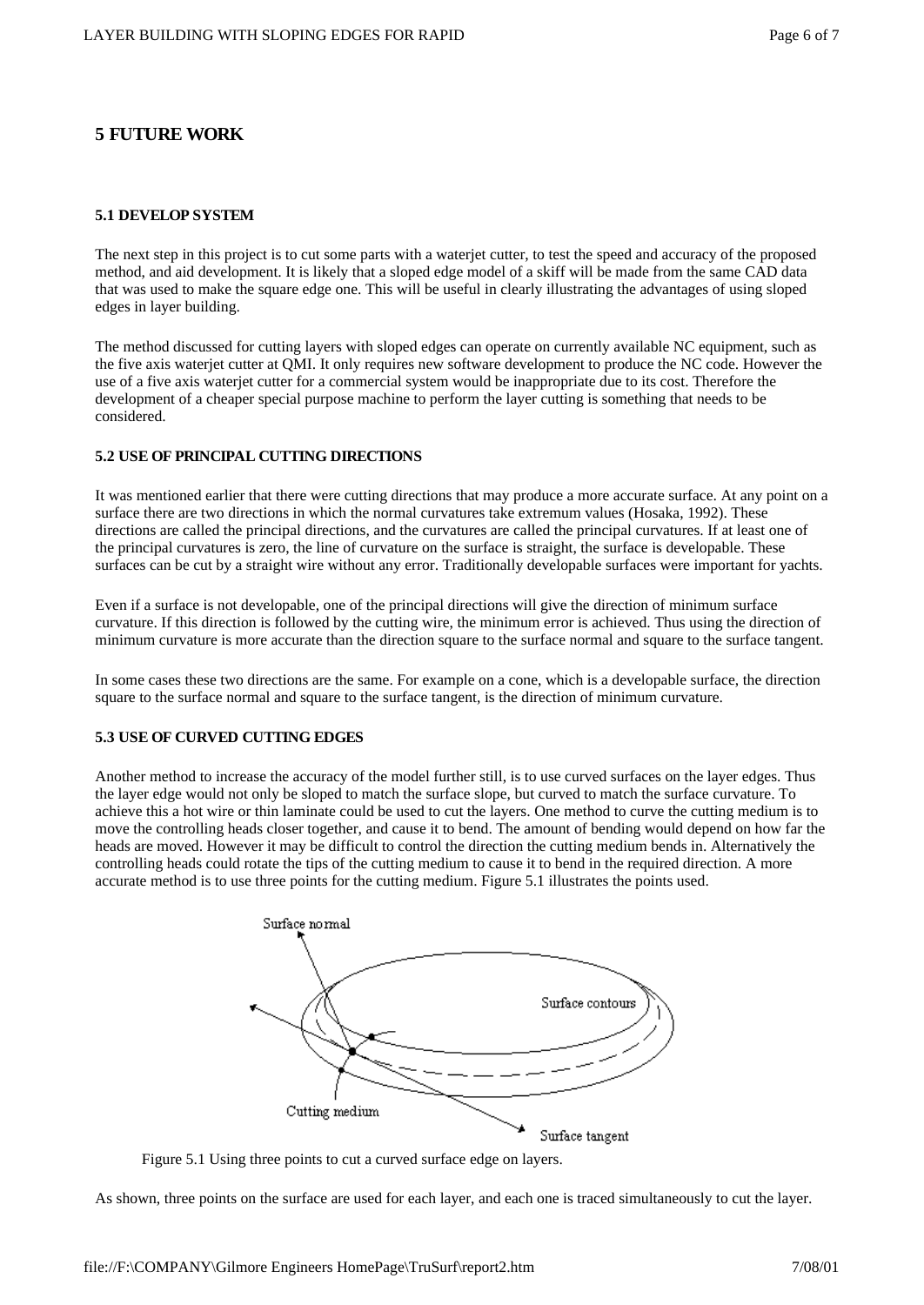# 5 FUTURE WORK

## 5.1 DEVELOP SYSTEM

The next step in this project is to cut some parts with a waterjet cutter, to test the speed and accuracy of the proposed method, and aid development. It is likely that a sloped edge model of a skiff will be made from the same CAD data that was used to make the square edge one. This will be useful in clearly illustrating the advantages of using sloped edges in layer building.

The method discussed for cutting layers with sloped edges can operate on currently available NC equipment, such as the five axis waterjet cutter at QMI. It only requires new software development to produce the NC code. However the use of a five axis waterjet cutter for a commercial system would be inappropriate due to its cost. Therefore the development of a cheaper special purpose machine to perform the layer cutting is something that needs to be considered.

## 5.2 USE OF PRINCIPAL CUTTING DIRECTIONS

It was mentioned earlier that there were cutting directions that may produce a more accurate surface. At any point on a surface there are two directions in which the normal curvatures take extremum values (Hosaka, 1992). These directions are called the principal directions, and the curvatures are called the principal curvatures. If at least one of the principal curvatures is zero, the line of curvature on the surface is straight, the surface is developable. These surfaces can be cut by a straight wire without any error. Traditionally developable surfaces were important for yachts.

Even if a surface is not developable, one of the principal directions will give the direction of minimum surface curvature. If this direction is followed by the cutting wire, the minimum error is achieved. Thus using the direction of minimum curvature is more accurate than the direction square to the surface normal and square to the surface tangent.

In some cases these two directions are the same. For example on a cone, which is a developable surface, the direction square to the surface normal and square to the surface tangent, is the direction of minimum curvature.

## 5.3 USE OF CURVED CUTTING EDGES

Another method to increase the accuracy of the model further still, is to use curved surfaces on the layer edges. Thus the layer edge would not only be sloped to match the surface slope, but curved to match the surface curvature. To achieve this a hot wire or thin laminate could be used to cut the layers. One method to curve the cutting medium is to move the controlling heads closer together, and cause it to bend. The amount of bending would depend on how far the heads are moved. However it may be difficult to control the direction the cutting medium bends in. Alternatively the controlling heads could rotate the tips of the cutting medium to cause it to bend in the required direction. A more accurate method is to use three points for the cutting medium. Figure 5.1 illustrates the points used.

Figure 5.1 Using three points to cut a curved surface edge on layers.

As shown, three points on the surface are used for each layer, and each one is traced simultaneously to cut the layer.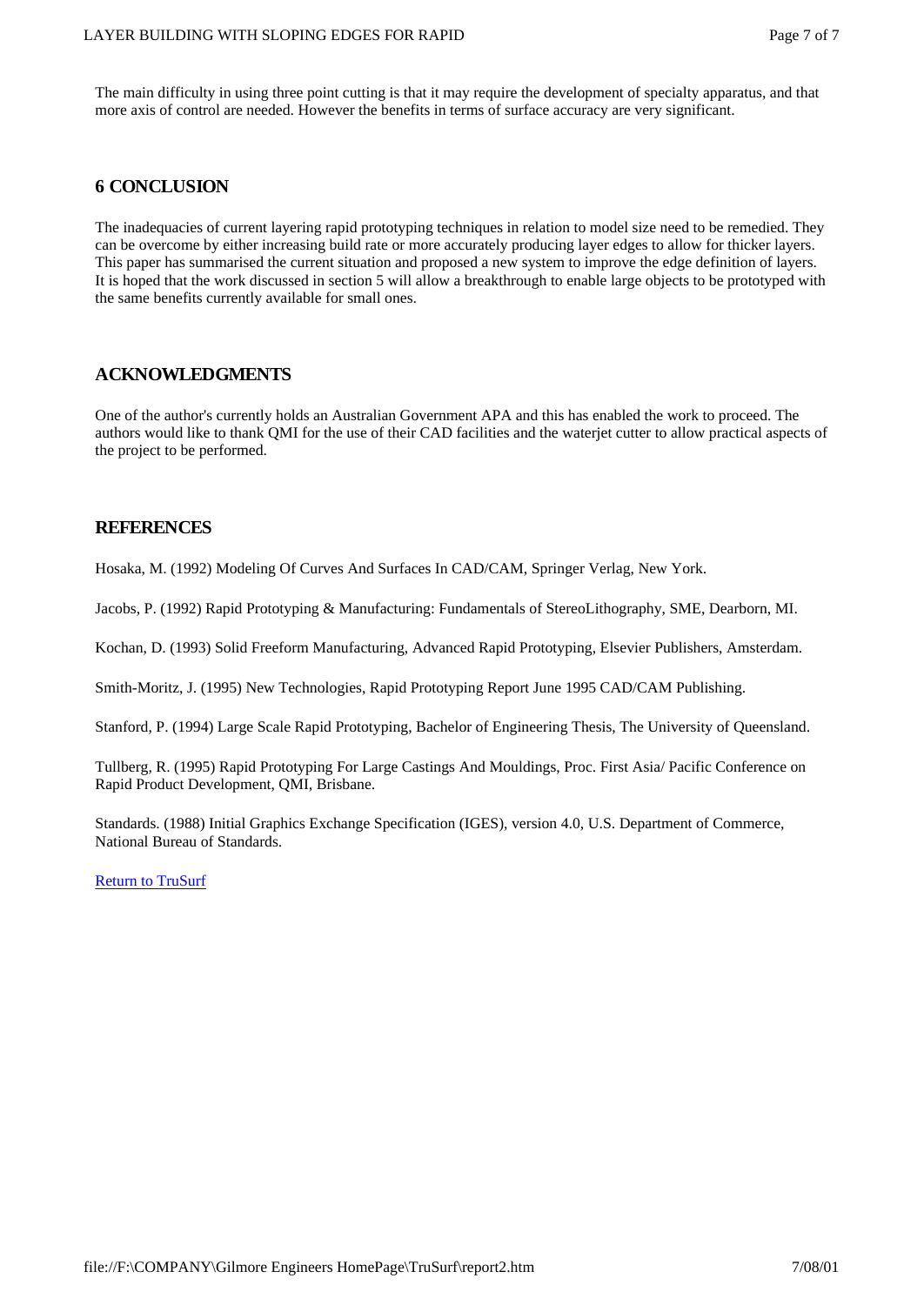The main difficulty in using three point cutting is that it may require the development of specialty apparatus, and that more axis of control are needed. However the benefits in terms of surface accuracy are very significant.

## 6 CONCLUSION

The inadequacies of current layering rapid prototyping techniques in relation to model size need to be remedied. They can be overcome by either increasing build rate or more accurately producing layer edges to allow for thicker layers. This paper has summarised the current situation and proposed a new system to improve the edge definition of layers. It is hoped that the work discussed in section 5 will allow a breakthrough to enable large objects to be prototyped with the same benefits currently available for small ones.

## ACKNOWLEDGMENTS

One of the author's currently holds an Australian Government APA and this has enabled the work to proceed. The authors would like to thank QMI for the use of their CAD facilities and the waterjet cutter to allow practical aspects of the project to be performed.

## REFERENCES

Hosaka, M. (1992) Modeling Of Curves And Surfaces In CAD/CAM, Springer Verlag, New York.

Jacobs, P. (1992) Rapid Prototyping & Manufacturing: Fundamentals of StereoLithography, SME, Dearborn, MI.

Kochan, D. (1993) Solid Freeform Manufacturing, Advanced Rapid Prototyping, Elsevier Publishers, Amsterdam.

Smith-Moritz, J. (1995) New Technologies, Rapid Prototyping Report June 1995 CAD/CAM Publishing.

Stanford, P. (1994) Large Scale Rapid Prototyping, Bachelor of Engineering Thesis, The University of Queensland.

Tullberg, R. (1995) Rapid Prototyping For Large Castings And Mouldings, Proc. First Asia/ Pacific Conference on Rapid Product Development, QMI, Brisbane.

Standards. (1988) Initial Graphics Exchange Specification (IGES), version 4.0, U.S. Department of Commerce, National Bureau of Standards.

Return to TruSurf